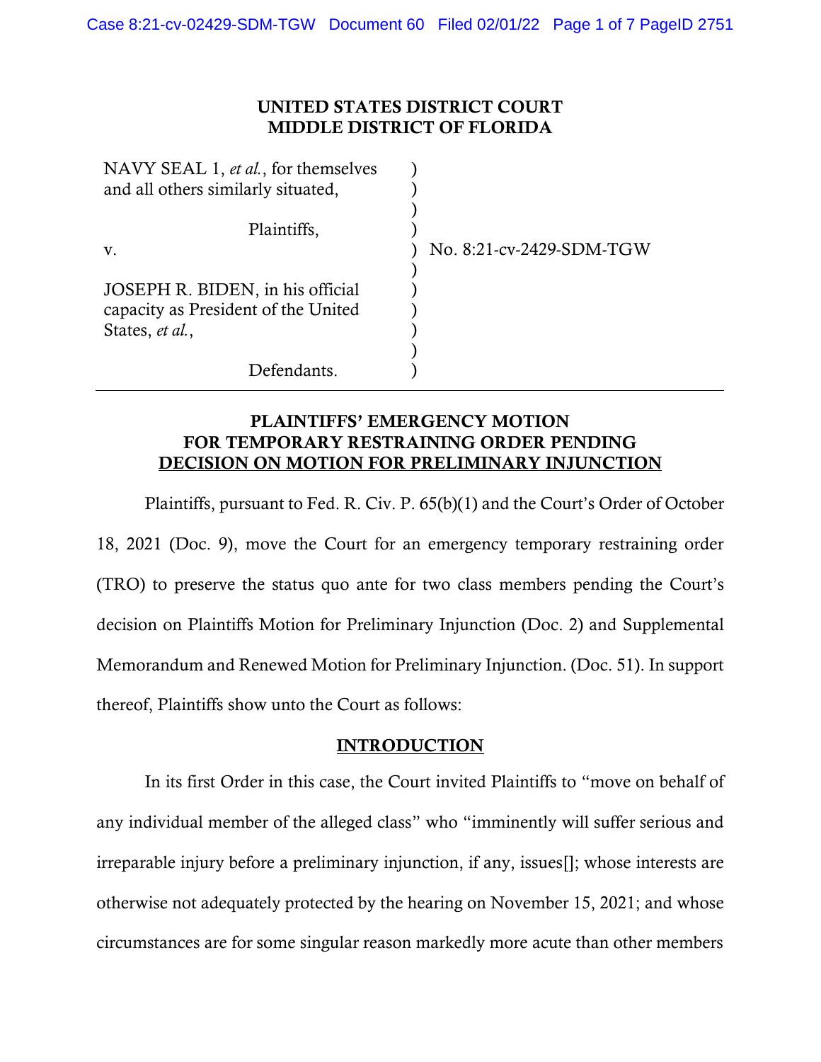# UNITED STATES DISTRICT COURT
# MIDDLE DISTRICT OF FLORIDA

| | | |
|---|---|---|
| NAVY SEAL 1, *et al.*, for themselves and all others similarly situated, | ) | |
| Plaintiffs, | ) | |
| v. | ) | No. 8:21-cv-2429-SDM-TGW |
| JOSEPH R. BIDEN, in his official capacity as President of the United States, *et al.*, | ) | |
| Defendants. | ) | |

## PLAINTIFFS' EMERGENCY MOTION FOR TEMPORARY RESTRAINING ORDER PENDING DECISION ON MOTION FOR PRELIMINARY INJUNCTION

Plaintiffs, pursuant to Fed. R. Civ. P. 65(b)(1) and the Court's Order of October 18, 2021 (Doc. 9), move the Court for an emergency temporary restraining order (TRO) to preserve the status quo ante for two class members pending the Court's decision on Plaintiffs Motion for Preliminary Injunction (Doc. 2) and Supplemental Memorandum and Renewed Motion for Preliminary Injunction. (Doc. 51). In support thereof, Plaintiffs show unto the Court as follows:

## INTRODUCTION

In its first Order in this case, the Court invited Plaintiffs to "move on behalf of any individual member of the alleged class" who "imminently will suffer serious and irreparable injury before a preliminary injunction, if any, issues[]; whose interests are otherwise not adequately protected by the hearing on November 15, 2021; and whose circumstances are for some singular reason markedly more acute than other members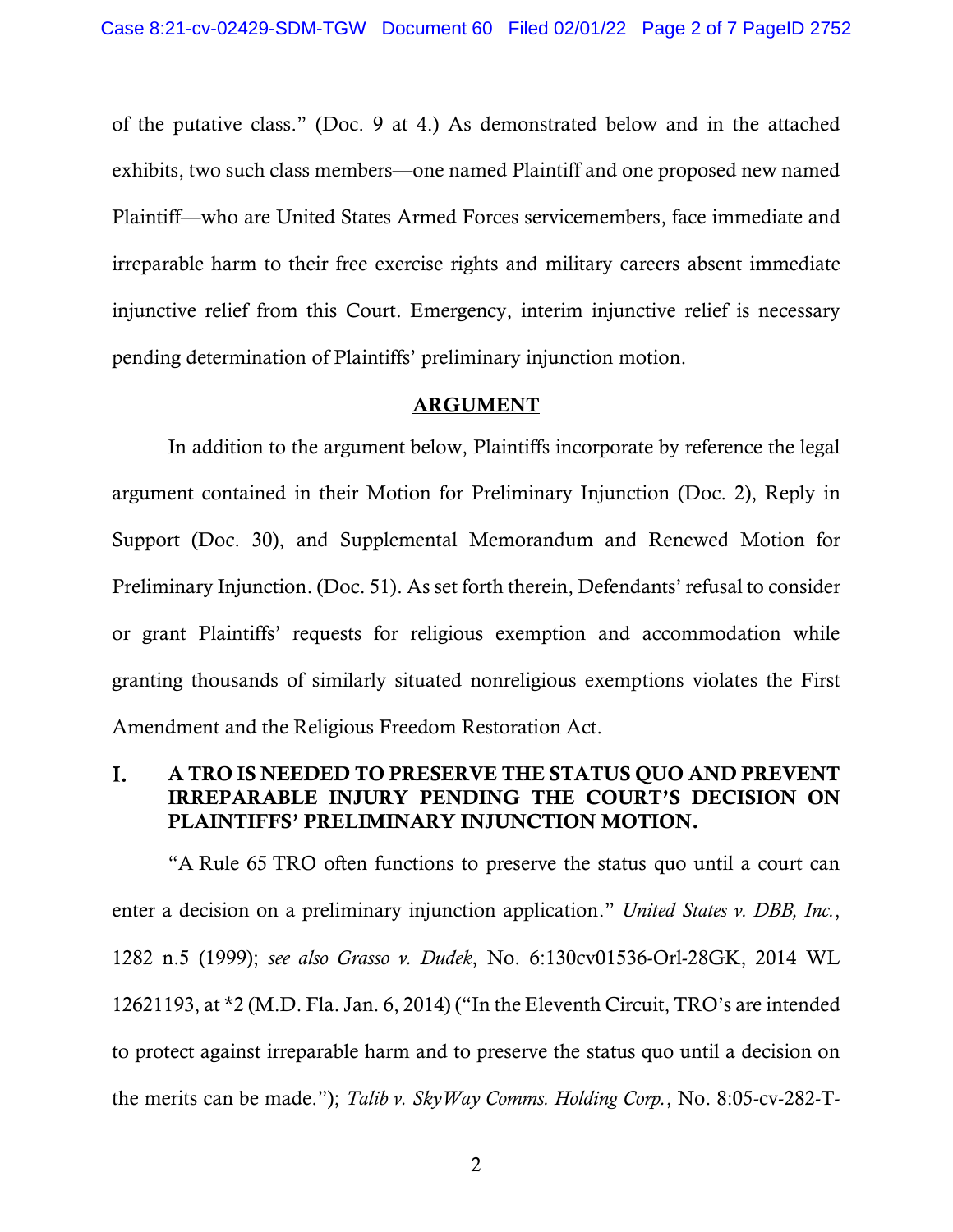of the putative class." (Doc. 9 at 4.) As demonstrated below and in the attached exhibits, two such class members—one named Plaintiff and one proposed new named Plaintiff—who are United States Armed Forces servicemembers, face immediate and irreparable harm to their free exercise rights and military careers absent immediate injunctive relief from this Court. Emergency, interim injunctive relief is necessary pending determination of Plaintiffs' preliminary injunction motion.

## ARGUMENT

In addition to the argument below, Plaintiffs incorporate by reference the legal argument contained in their Motion for Preliminary Injunction (Doc. 2), Reply in Support (Doc. 30), and Supplemental Memorandum and Renewed Motion for Preliminary Injunction. (Doc. 51). As set forth therein, Defendants' refusal to consider or grant Plaintiffs' requests for religious exemption and accommodation while granting thousands of similarly situated nonreligious exemptions violates the First Amendment and the Religious Freedom Restoration Act.

### I. A TRO IS NEEDED TO PRESERVE THE STATUS QUO AND PREVENT IRREPARABLE INJURY PENDING THE COURT'S DECISION ON PLAINTIFFS' PRELIMINARY INJUNCTION MOTION.

"A Rule 65 TRO often functions to preserve the status quo until a court can enter a decision on a preliminary injunction application." *United States v. DBB, Inc.*, 1282 n.5 (1999); *see also Grasso v. Dudek*, No. 6:130cv01536-Orl-28GK, 2014 WL 12621193, at *2 (M.D. Fla. Jan. 6, 2014) ("In the Eleventh Circuit, TRO's are intended to protect against irreparable harm and to preserve the status quo until a decision on the merits can be made."); *Talib v. SkyWay Comms. Holding Corp.*, No. 8:05-cv-282-T-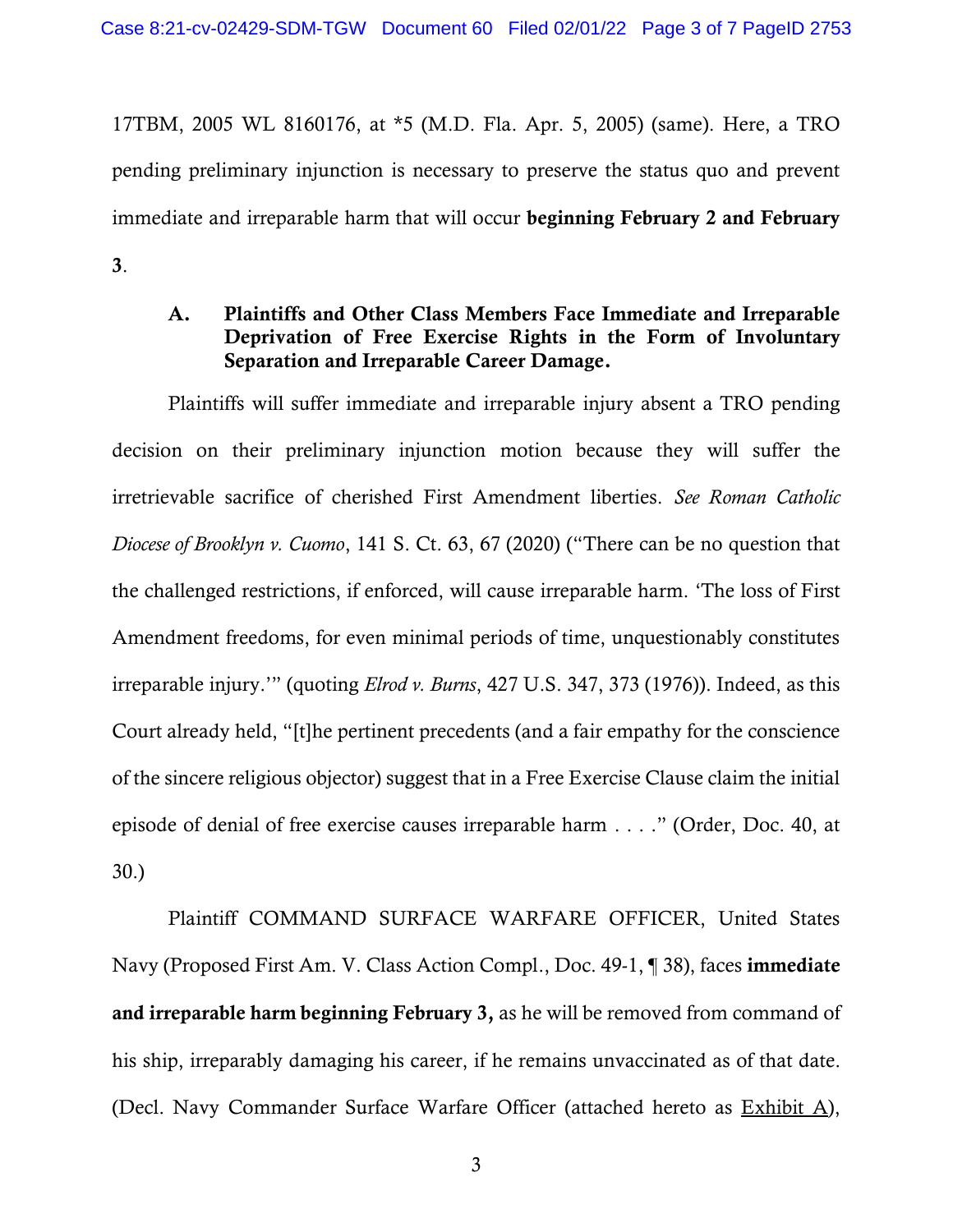17TBM, 2005 WL 8160176, at *5 (M.D. Fla. Apr. 5, 2005) (same). Here, a TRO pending preliminary injunction is necessary to preserve the status quo and prevent immediate and irreparable harm that will occur **beginning February 2 and February 3**.

### A. Plaintiffs and Other Class Members Face Immediate and Irreparable Deprivation of Free Exercise Rights in the Form of Involuntary Separation and Irreparable Career Damage.

Plaintiffs will suffer immediate and irreparable injury absent a TRO pending decision on their preliminary injunction motion because they will suffer the irretrievable sacrifice of cherished First Amendment liberties. *See Roman Catholic Diocese of Brooklyn v. Cuomo*, 141 S. Ct. 63, 67 (2020) ("There can be no question that the challenged restrictions, if enforced, will cause irreparable harm. 'The loss of First Amendment freedoms, for even minimal periods of time, unquestionably constitutes irreparable injury.'" (quoting *Elrod v. Burns*, 427 U.S. 347, 373 (1976)). Indeed, as this Court already held, "[t]he pertinent precedents (and a fair empathy for the conscience of the sincere religious objector) suggest that in a Free Exercise Clause claim the initial episode of denial of free exercise causes irreparable harm . . . ." (Order, Doc. 40, at 30.)

Plaintiff COMMAND SURFACE WARFARE OFFICER, United States Navy (Proposed First Am. V. Class Action Compl., Doc. 49-1, ¶ 38), faces **immediate and irreparable harm beginning February 3,** as he will be removed from command of his ship, irreparably damaging his career, if he remains unvaccinated as of that date. (Decl. Navy Commander Surface Warfare Officer (attached hereto as Exhibit A),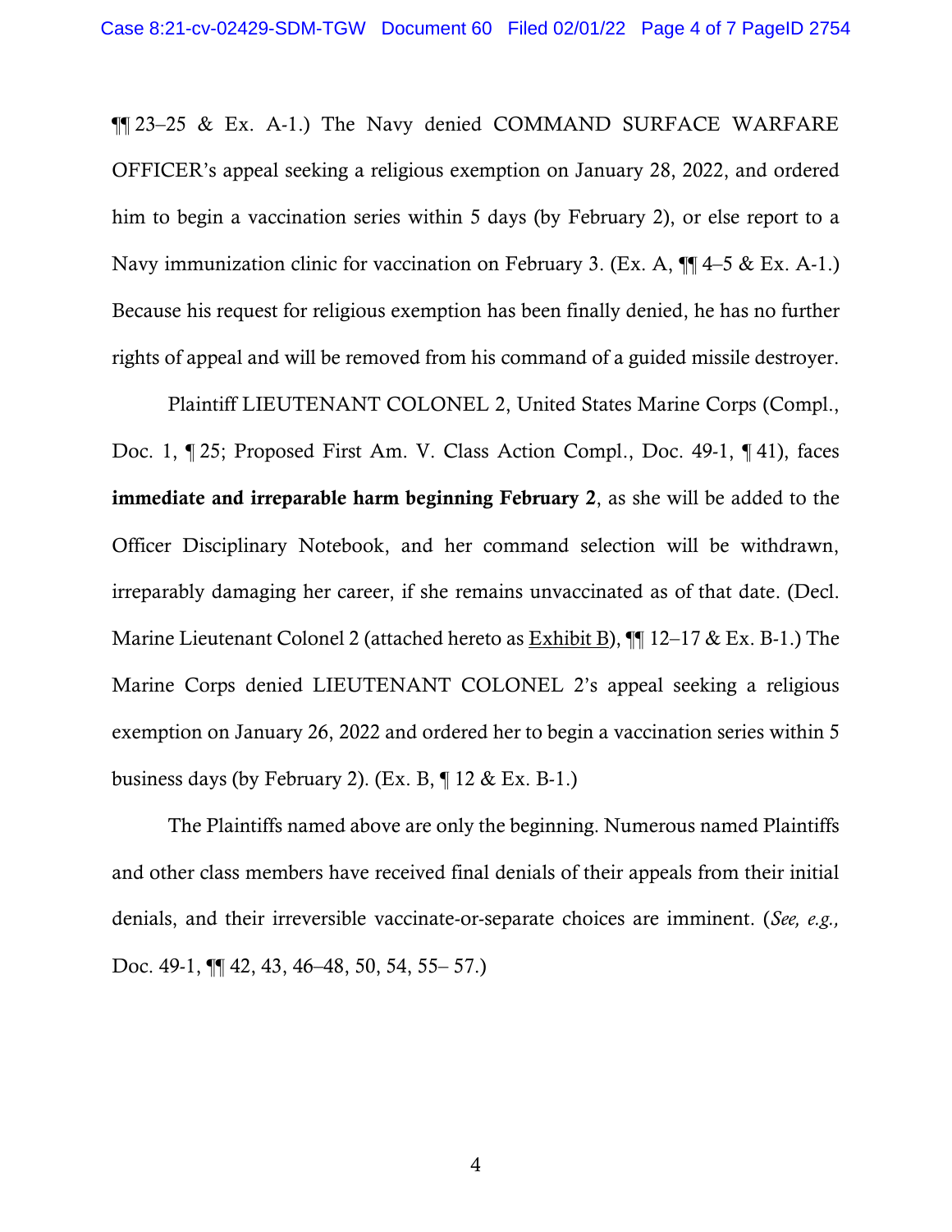¶¶ 23–25 & Ex. A-1.) The Navy denied COMMAND SURFACE WARFARE OFFICER's appeal seeking a religious exemption on January 28, 2022, and ordered him to begin a vaccination series within 5 days (by February 2), or else report to a Navy immunization clinic for vaccination on February 3. (Ex. A, ¶¶ 4–5 & Ex. A-1.) Because his request for religious exemption has been finally denied, he has no further rights of appeal and will be removed from his command of a guided missile destroyer.

Plaintiff LIEUTENANT COLONEL 2, United States Marine Corps (Compl., Doc. 1, ¶ 25; Proposed First Am. V. Class Action Compl., Doc. 49-1, ¶ 41), faces **immediate and irreparable harm beginning February 2**, as she will be added to the Officer Disciplinary Notebook, and her command selection will be withdrawn, irreparably damaging her career, if she remains unvaccinated as of that date. (Decl. Marine Lieutenant Colonel 2 (attached hereto as <u>Exhibit B</u>), ¶¶ 12–17 & Ex. B-1.) The Marine Corps denied LIEUTENANT COLONEL 2's appeal seeking a religious exemption on January 26, 2022 and ordered her to begin a vaccination series within 5 business days (by February 2). (Ex. B, ¶ 12 & Ex. B-1.)

The Plaintiffs named above are only the beginning. Numerous named Plaintiffs and other class members have received final denials of their appeals from their initial denials, and their irreversible vaccinate-or-separate choices are imminent. (*See, e.g.,* Doc. 49-1, ¶¶ 42, 43, 46–48, 50, 54, 55– 57.)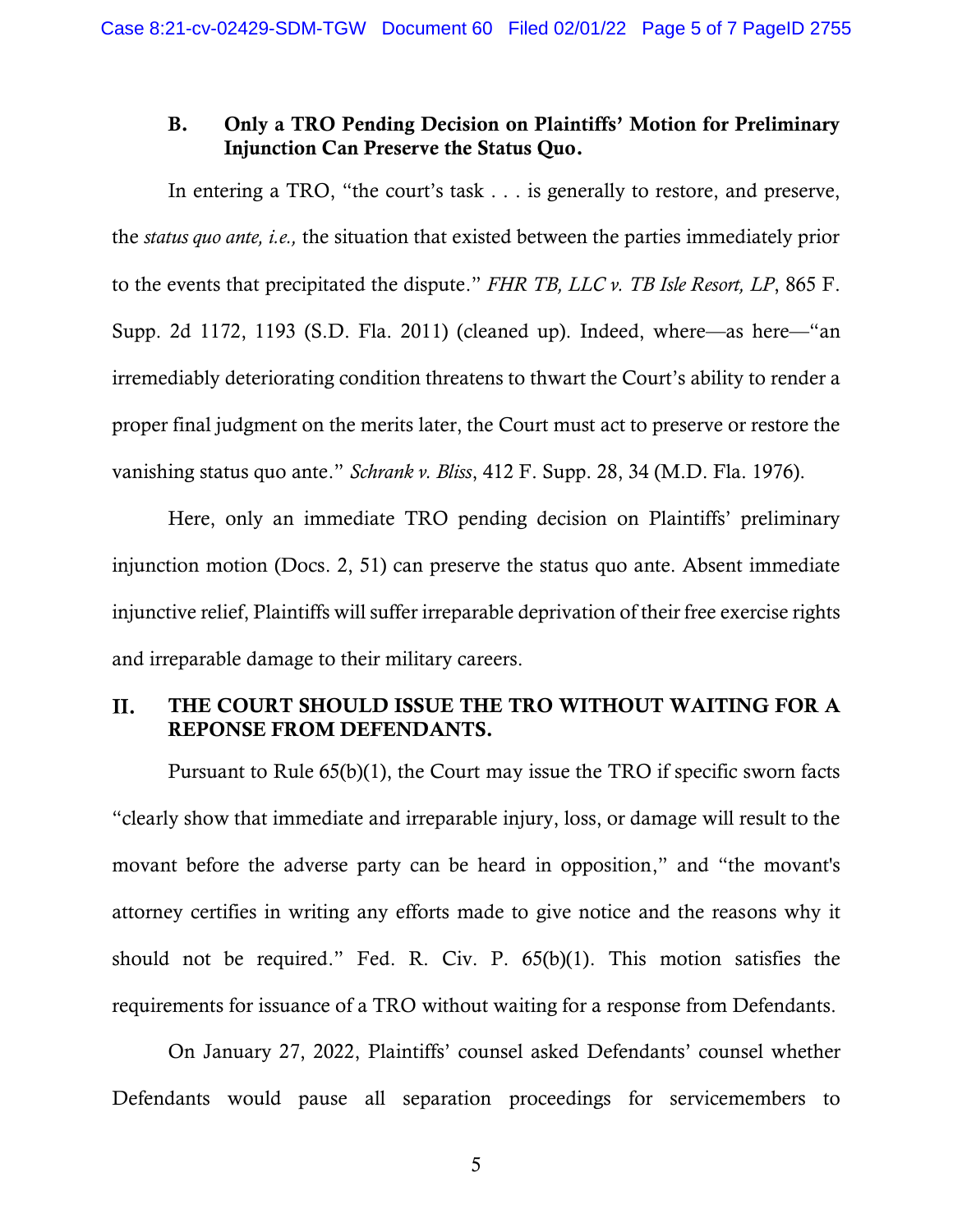### B. Only a TRO Pending Decision on Plaintiffs' Motion for Preliminary Injunction Can Preserve the Status Quo.

In entering a TRO, "the court's task . . . is generally to restore, and preserve, the *status quo ante, i.e.,* the situation that existed between the parties immediately prior to the events that precipitated the dispute." *FHR TB, LLC v. TB Isle Resort, LP*, 865 F. Supp. 2d 1172, 1193 (S.D. Fla. 2011) (cleaned up). Indeed, where—as here—"an irremediably deteriorating condition threatens to thwart the Court's ability to render a proper final judgment on the merits later, the Court must act to preserve or restore the vanishing status quo ante." *Schrank v. Bliss*, 412 F. Supp. 28, 34 (M.D. Fla. 1976).

Here, only an immediate TRO pending decision on Plaintiffs' preliminary injunction motion (Docs. 2, 51) can preserve the status quo ante. Absent immediate injunctive relief, Plaintiffs will suffer irreparable deprivation of their free exercise rights and irreparable damage to their military careers.

## II. THE COURT SHOULD ISSUE THE TRO WITHOUT WAITING FOR A REPONSE FROM DEFENDANTS.

Pursuant to Rule 65(b)(1), the Court may issue the TRO if specific sworn facts "clearly show that immediate and irreparable injury, loss, or damage will result to the movant before the adverse party can be heard in opposition," and "the movant's attorney certifies in writing any efforts made to give notice and the reasons why it should not be required." Fed. R. Civ. P. 65(b)(1). This motion satisfies the requirements for issuance of a TRO without waiting for a response from Defendants.

On January 27, 2022, Plaintiffs' counsel asked Defendants' counsel whether Defendants would pause all separation proceedings for servicemembers to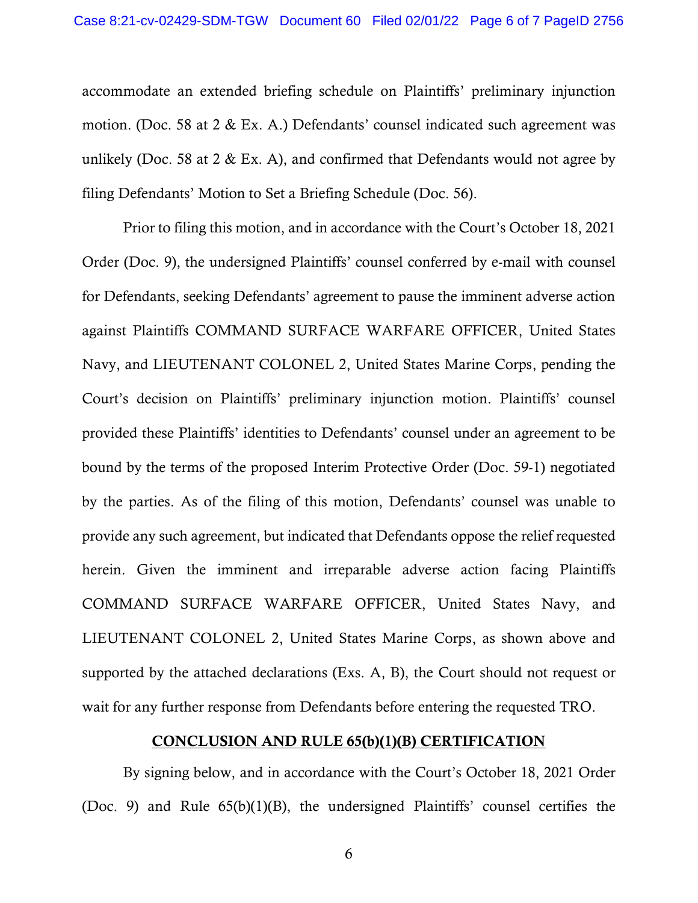accommodate an extended briefing schedule on Plaintiffs' preliminary injunction motion. (Doc. 58 at 2 & Ex. A.) Defendants' counsel indicated such agreement was unlikely (Doc. 58 at 2 & Ex. A), and confirmed that Defendants would not agree by filing Defendants' Motion to Set a Briefing Schedule (Doc. 56).

Prior to filing this motion, and in accordance with the Court's October 18, 2021 Order (Doc. 9), the undersigned Plaintiffs' counsel conferred by e-mail with counsel for Defendants, seeking Defendants' agreement to pause the imminent adverse action against Plaintiffs COMMAND SURFACE WARFARE OFFICER, United States Navy, and LIEUTENANT COLONEL 2, United States Marine Corps, pending the Court's decision on Plaintiffs' preliminary injunction motion. Plaintiffs' counsel provided these Plaintiffs' identities to Defendants' counsel under an agreement to be bound by the terms of the proposed Interim Protective Order (Doc. 59-1) negotiated by the parties. As of the filing of this motion, Defendants' counsel was unable to provide any such agreement, but indicated that Defendants oppose the relief requested herein. Given the imminent and irreparable adverse action facing Plaintiffs COMMAND SURFACE WARFARE OFFICER, United States Navy, and LIEUTENANT COLONEL 2, United States Marine Corps, as shown above and supported by the attached declarations (Exs. A, B), the Court should not request or wait for any further response from Defendants before entering the requested TRO.

**CONCLUSION AND RULE 65(b)(1)(B) CERTIFICATION**

By signing below, and in accordance with the Court's October 18, 2021 Order (Doc. 9) and Rule 65(b)(1)(B), the undersigned Plaintiffs' counsel certifies the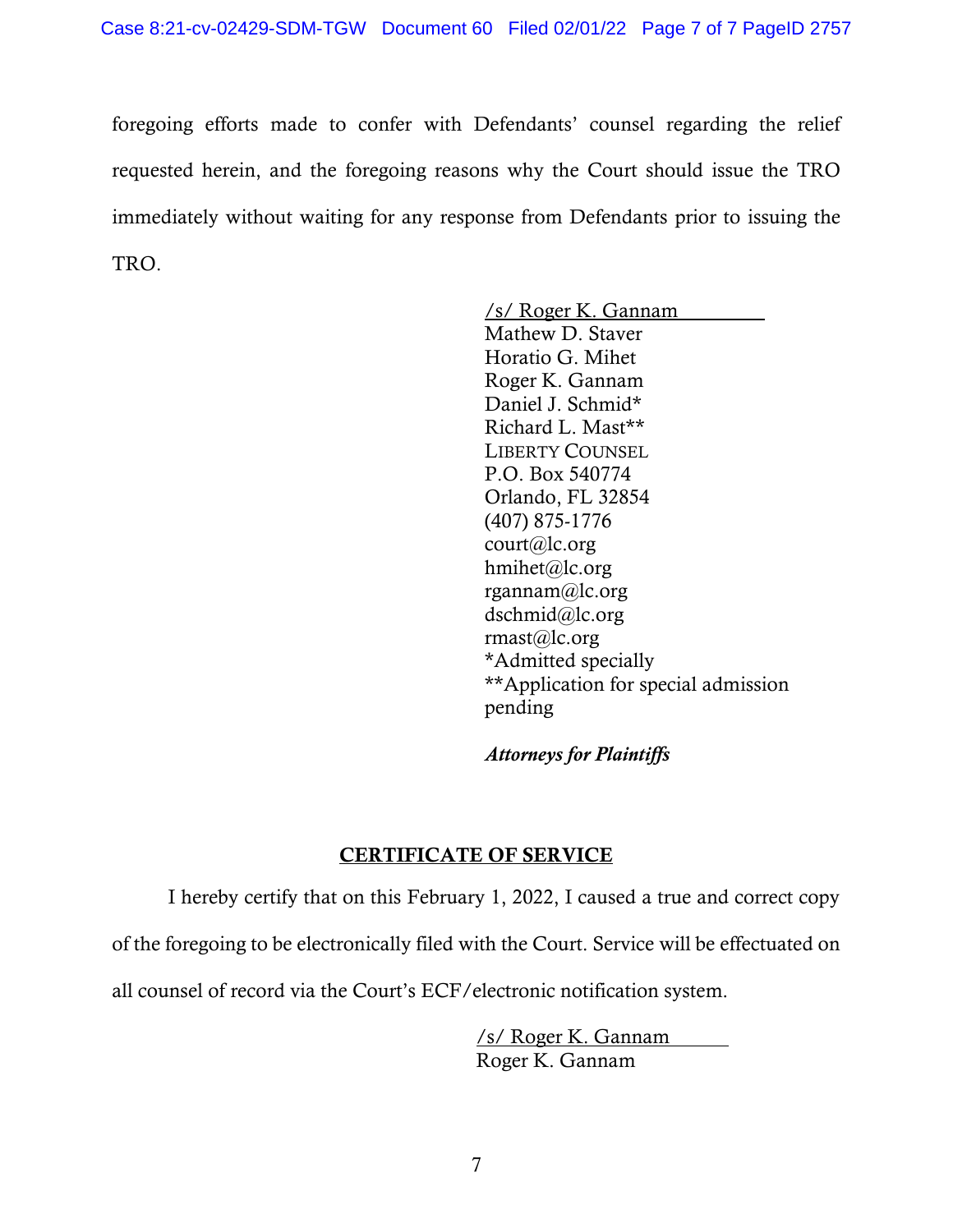foregoing efforts made to confer with Defendants' counsel regarding the relief requested herein, and the foregoing reasons why the Court should issue the TRO immediately without waiting for any response from Defendants prior to issuing the TRO.

/s/ Roger K. Gannam
Mathew D. Staver
Horatio G. Mihet
Roger K. Gannam
Daniel J. Schmid*
Richard L. Mast**
LIBERTY COUNSEL
P.O. Box 540774
Orlando, FL 32854
(407) 875-1776
court@lc.org
hmihet@lc.org
rgannam@lc.org
dschmid@lc.org
rmast@lc.org
*Admitted specially
**Application for special admission pending

***Attorneys for Plaintiffs***

## CERTIFICATE OF SERVICE

I hereby certify that on this February 1, 2022, I caused a true and correct copy of the foregoing to be electronically filed with the Court. Service will be effectuated on all counsel of record via the Court's ECF/electronic notification system.

/s/ Roger K. Gannam
Roger K. Gannam